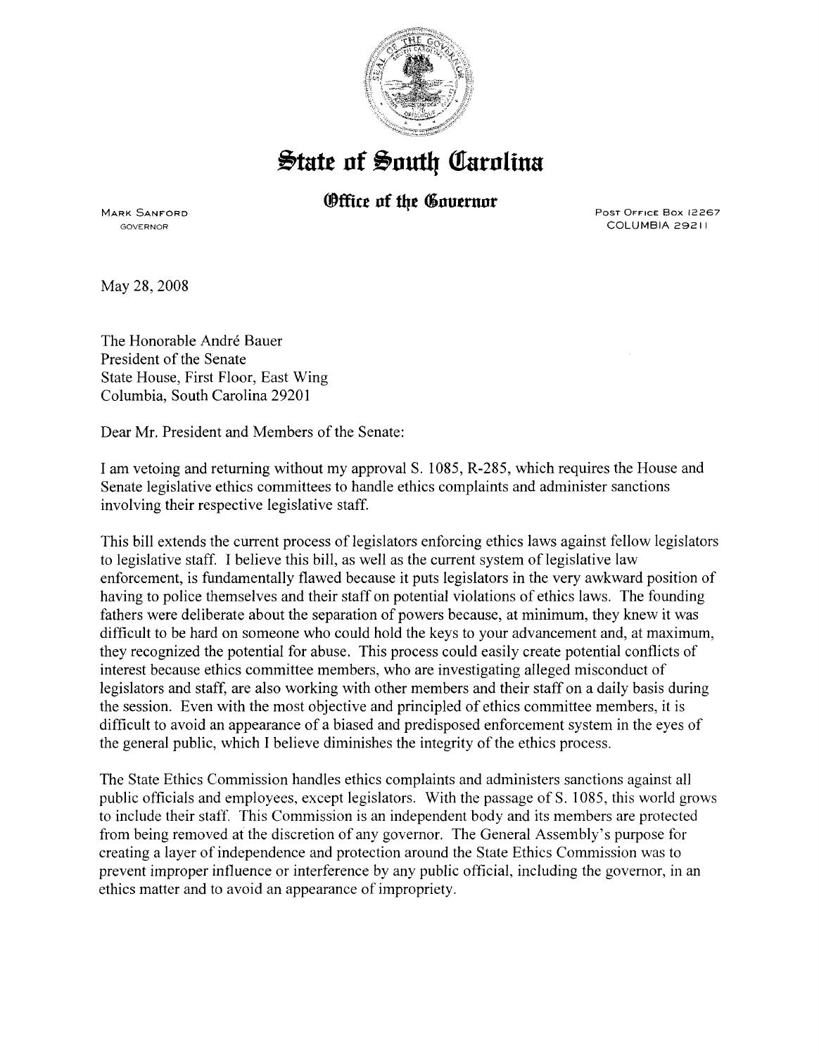# State of South Carolina

## Office of the Governor

MARK SANFORD
GOVERNOR

POST OFFICE BOX 12267
COLUMBIA 29211

May 28, 2008

The Honorable André Bauer
President of the Senate
State House, First Floor, East Wing
Columbia, South Carolina 29201

Dear Mr. President and Members of the Senate:

I am vetoing and returning without my approval S. 1085, R-285, which requires the House and Senate legislative ethics committees to handle ethics complaints and administer sanctions involving their respective legislative staff.

This bill extends the current process of legislators enforcing ethics laws against fellow legislators to legislative staff. I believe this bill, as well as the current system of legislative law enforcement, is fundamentally flawed because it puts legislators in the very awkward position of having to police themselves and their staff on potential violations of ethics laws. The founding fathers were deliberate about the separation of powers because, at minimum, they knew it was difficult to be hard on someone who could hold the keys to your advancement and, at maximum, they recognized the potential for abuse. This process could easily create potential conflicts of interest because ethics committee members, who are investigating alleged misconduct of legislators and staff, are also working with other members and their staff on a daily basis during the session. Even with the most objective and principled of ethics committee members, it is difficult to avoid an appearance of a biased and predisposed enforcement system in the eyes of the general public, which I believe diminishes the integrity of the ethics process.

The State Ethics Commission handles ethics complaints and administers sanctions against all public officials and employees, except legislators. With the passage of S. 1085, this world grows to include their staff. This Commission is an independent body and its members are protected from being removed at the discretion of any governor. The General Assembly's purpose for creating a layer of independence and protection around the State Ethics Commission was to prevent improper influence or interference by any public official, including the governor, in an ethics matter and to avoid an appearance of impropriety.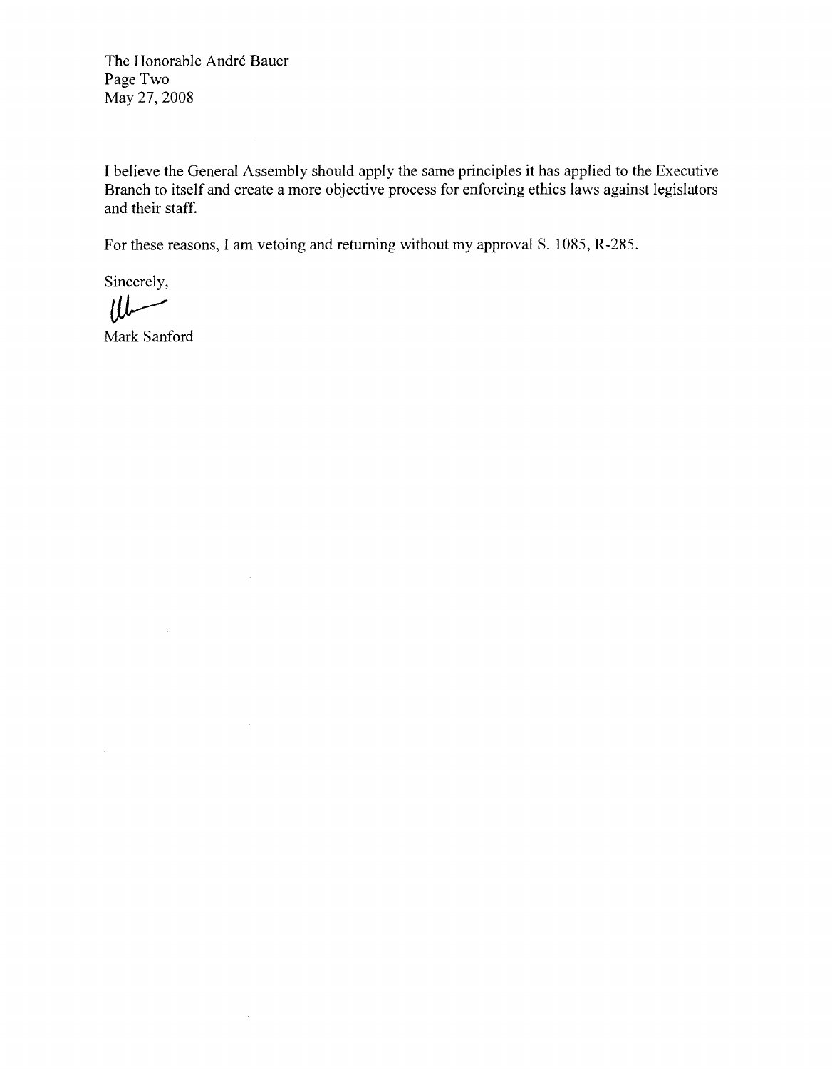The Honorable André Bauer
Page Two
May 27, 2008

I believe the General Assembly should apply the same principles it has applied to the Executive Branch to itself and create a more objective process for enforcing ethics laws against legislators and their staff.

For these reasons, I am vetoing and returning without my approval S. 1085, R-285.

Sincerely,

Mark Sanford